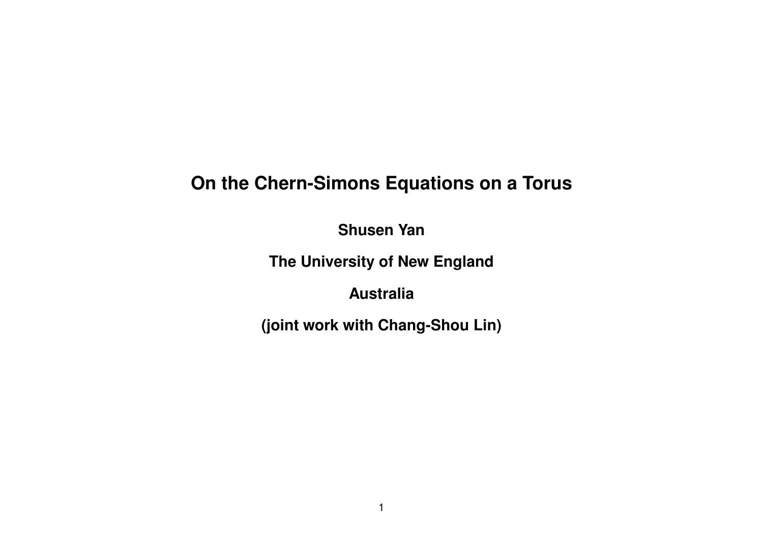# On the Chern-Simons Equations on a Torus

**Shusen Yan**

**The University of New England**

**Australia**

**(joint work with Chang-Shou Lin)**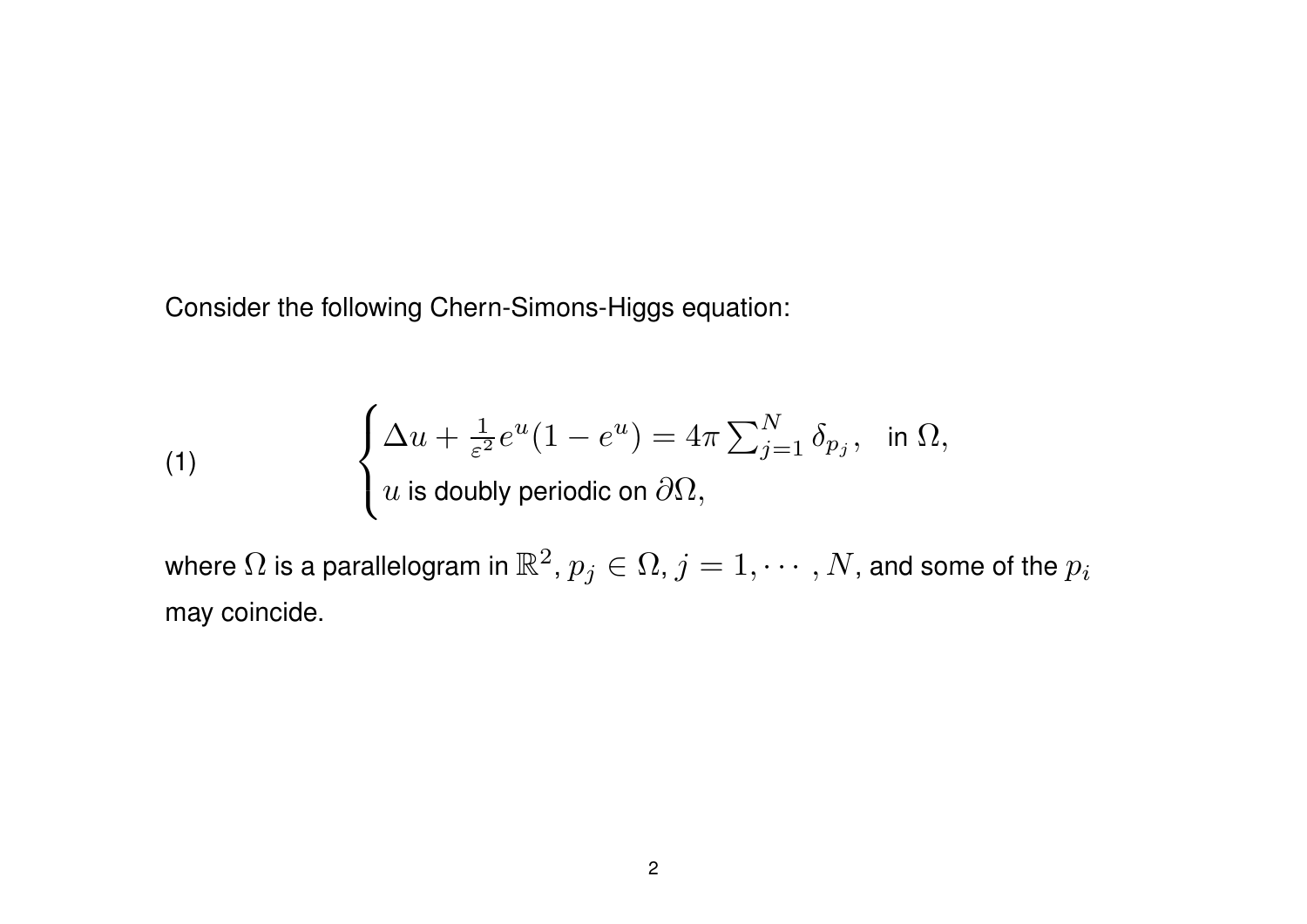Consider the following Chern-Simons-Higgs equation:

$$
\begin{cases}
\Delta u + \frac{1}{\varepsilon^2} e^u (1 - e^u) = 4\pi \sum_{j=1}^{N} \delta_{p_j}, & \text{in } \Omega, \\
u \text{ is doubly periodic on } \partial\Omega,
\end{cases}
\tag{1}
$$

where $\Omega$ is a parallelogram in $\mathbb{R}^2$, $p_j \in \Omega$, $j = 1, \cdots, N$, and some of the $p_i$ may coincide.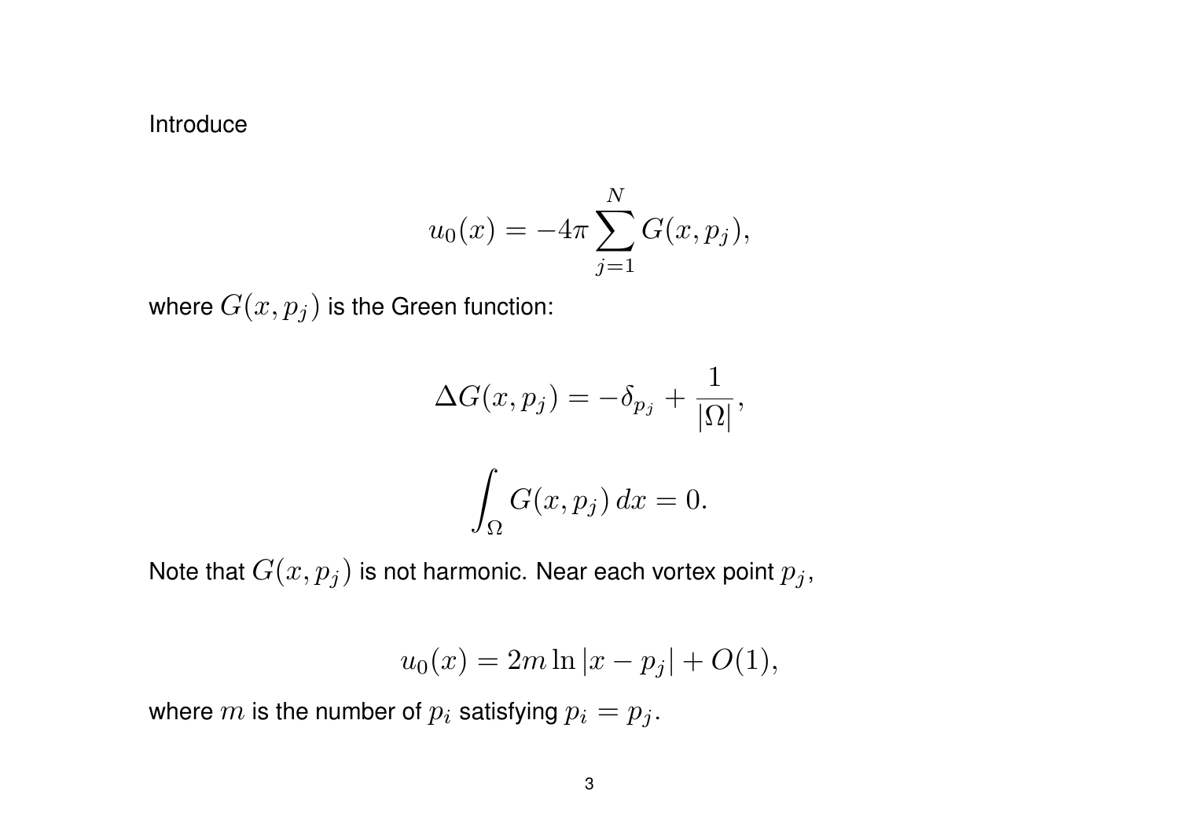Introduce

$$u_0(x) = -4\pi \sum_{j=1}^{N} G(x, p_j),$$

where $G(x, p_j)$ is the Green function:

$$\Delta G(x, p_j) = -\delta_{p_j} + \frac{1}{|\Omega|},$$

$$\int_\Omega G(x, p_j)\, dx = 0.$$

Note that $G(x, p_j)$ is not harmonic. Near each vortex point $p_j$,

$$u_0(x) = 2m \ln |x - p_j| + O(1),$$

where $m$ is the number of $p_i$ satisfying $p_i = p_j$.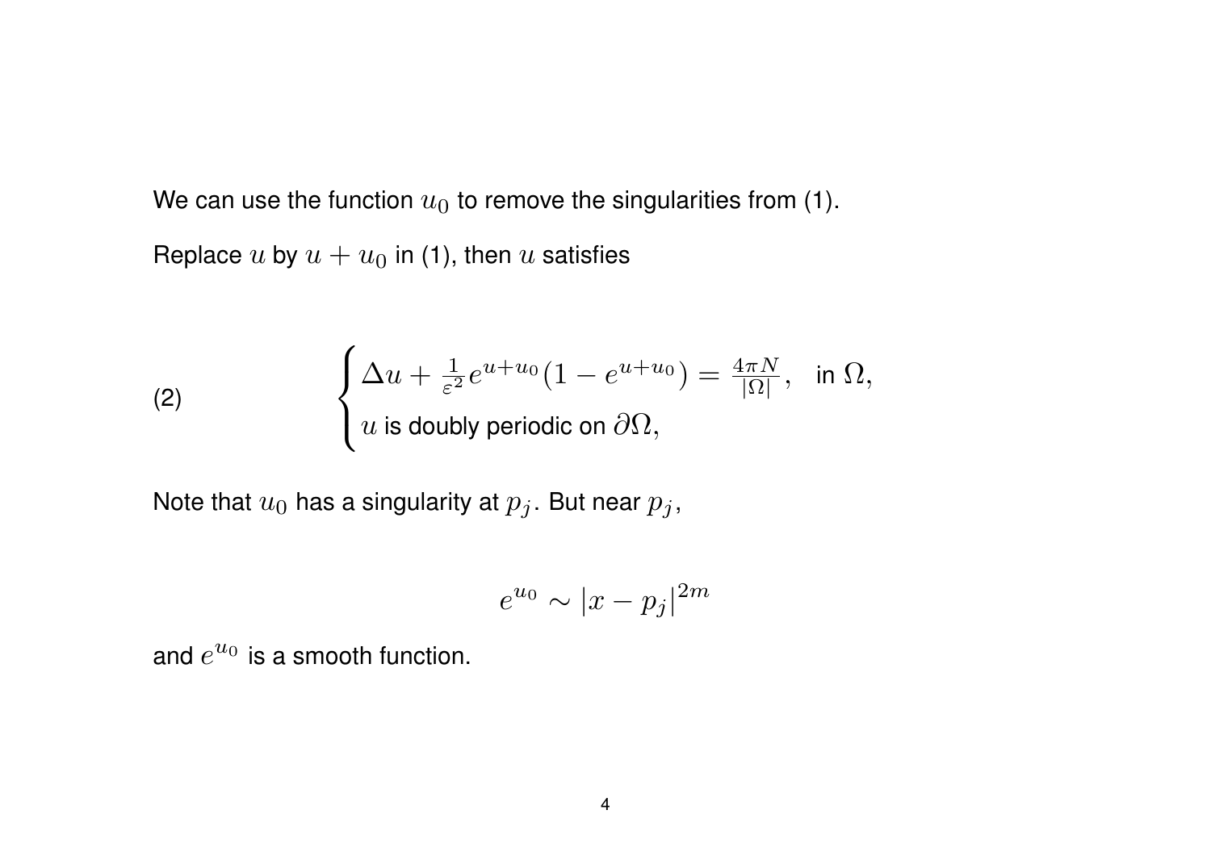We can use the function $u_0$ to remove the singularities from (1).

Replace $u$ by $u + u_0$ in (1), then $u$ satisfies

$$
\text{(2)} \qquad \begin{cases} \Delta u + \frac{1}{\varepsilon^2} e^{u+u_0}(1 - e^{u+u_0}) = \frac{4\pi N}{|\Omega|}, & \text{in } \Omega, \\ u \text{ is doubly periodic on } \partial\Omega, \end{cases}
$$

Note that $u_0$ has a singularity at $p_j$. But near $p_j$,

$$
e^{u_0} \sim |x - p_j|^{2m}
$$

and $e^{u_0}$ is a smooth function.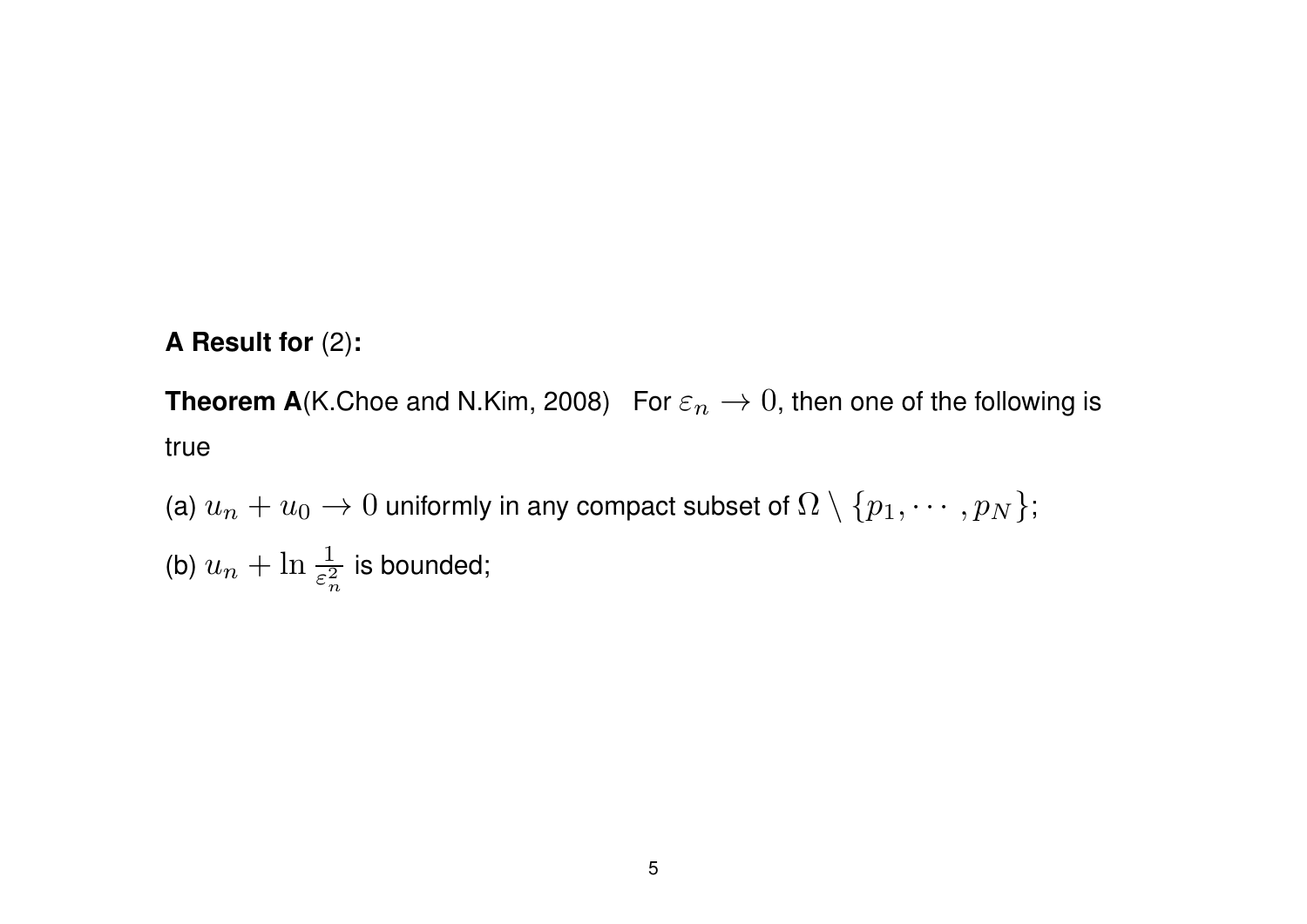**A Result for** (2)**:**

**Theorem A**(K.Choe and N.Kim, 2008)   For $\varepsilon_n \to 0$, then one of the following is true

(a) $u_n + u_0 \to 0$ uniformly in any compact subset of $\Omega \setminus \{p_1, \cdots, p_N\}$;

(b) $u_n + \ln \frac{1}{\varepsilon_n^2}$ is bounded;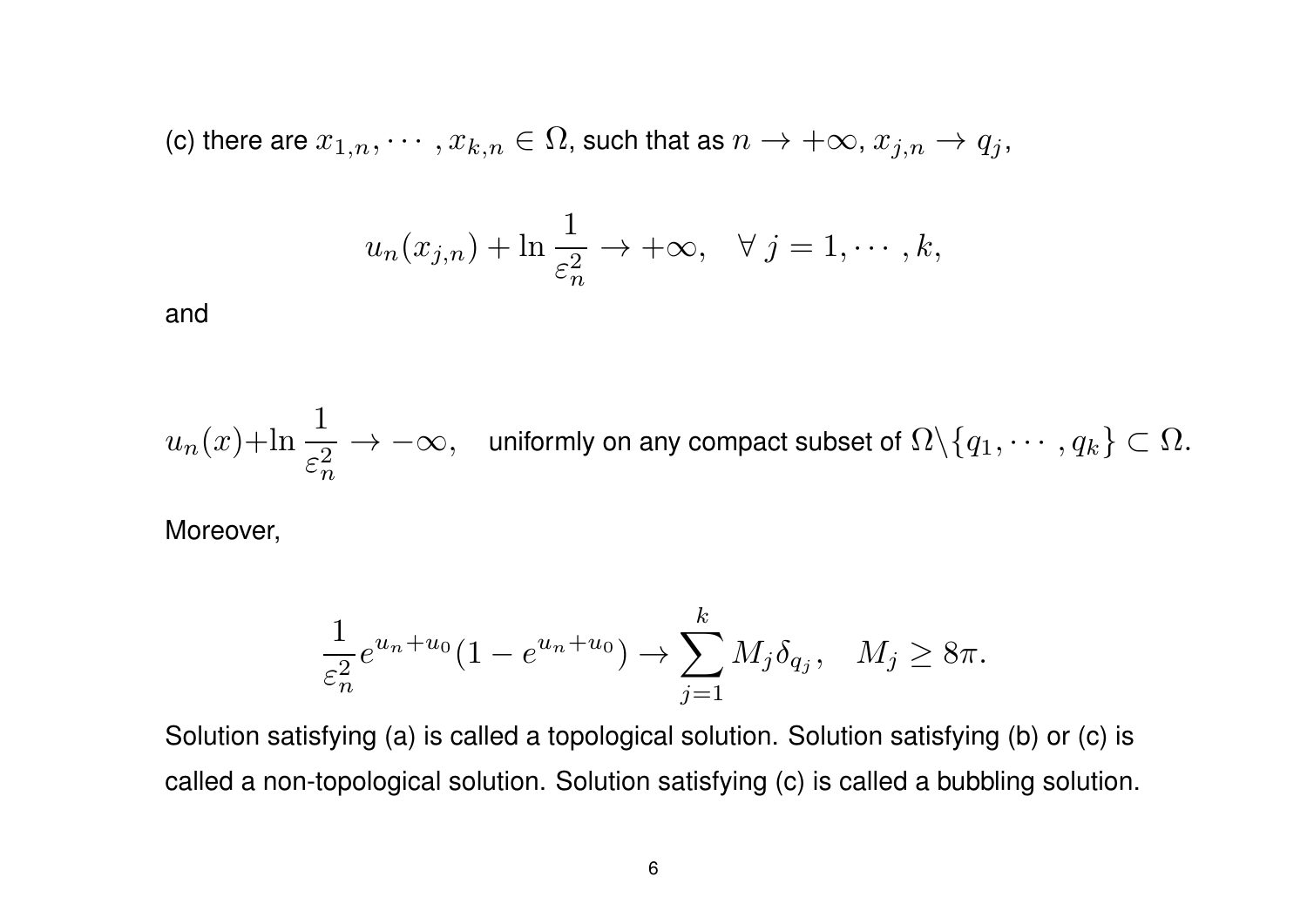(c) there are $x_{1,n}, \cdots, x_{k,n} \in \Omega$, such that as $n \to +\infty$, $x_{j,n} \to q_j$,

$$u_n(x_{j,n}) + \ln \frac{1}{\varepsilon_n^2} \to +\infty, \quad \forall\ j = 1, \cdots, k,$$

and

$$u_n(x) + \ln \frac{1}{\varepsilon_n^2} \to -\infty, \quad \text{uniformly on any compact subset of } \Omega \backslash \{q_1, \cdots, q_k\} \subset \Omega.$$

Moreover,

$$\frac{1}{\varepsilon_n^2} e^{u_n + u_0}(1 - e^{u_n + u_0}) \to \sum_{j=1}^{k} M_j \delta_{q_j}, \quad M_j \geq 8\pi.$$

Solution satisfying (a) is called a topological solution. Solution satisfying (b) or (c) is called a non-topological solution. Solution satisfying (c) is called a bubbling solution.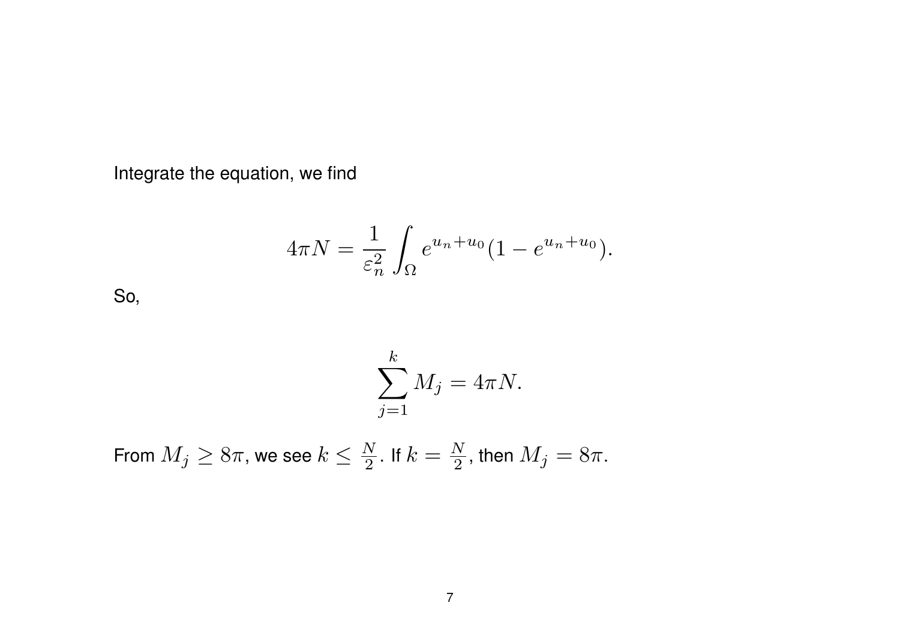Integrate the equation, we find

$$4\pi N = \frac{1}{\varepsilon_n^2} \int_\Omega e^{u_n + u_0}(1 - e^{u_n + u_0}).$$

So,

$$\sum_{j=1}^{k} M_j = 4\pi N.$$

From $M_j \geq 8\pi$, we see $k \leq \frac{N}{2}$. If $k = \frac{N}{2}$, then $M_j = 8\pi$.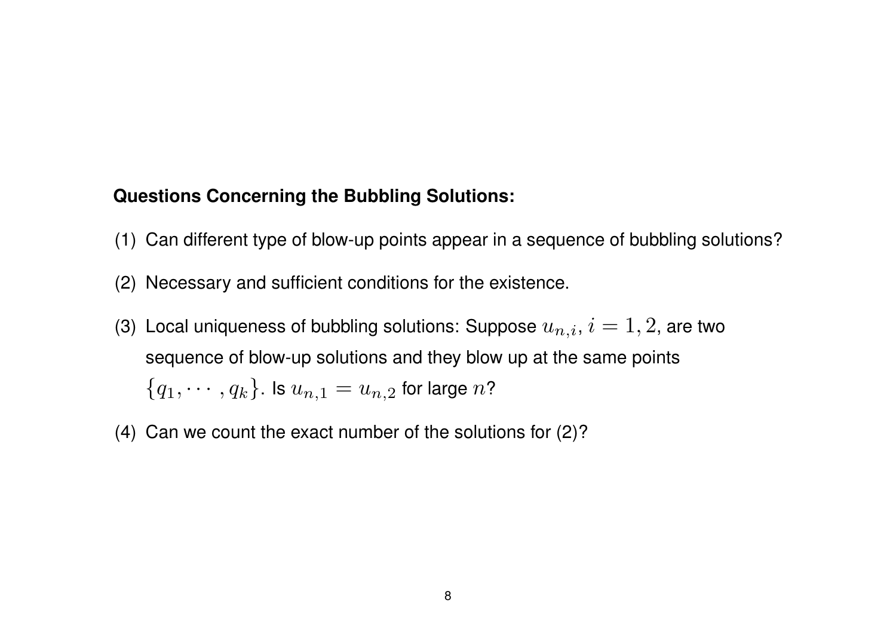**Questions Concerning the Bubbling Solutions:**

(1) Can different type of blow-up points appear in a sequence of bubbling solutions?

(2) Necessary and sufficient conditions for the existence.

(3) Local uniqueness of bubbling solutions: Suppose $u_{n,i}$, $i = 1, 2,$ are two sequence of blow-up solutions and they blow up at the same points $\{q_1, \cdots, q_k\}$. Is $u_{n,1} = u_{n,2}$ for large $n$?

(4) Can we count the exact number of the solutions for (2)?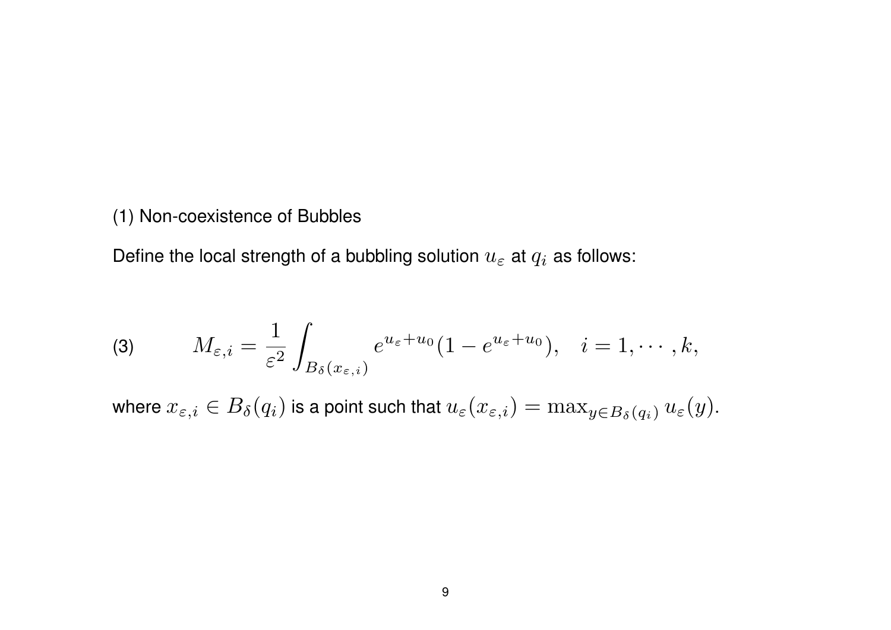(1) Non-coexistence of Bubbles

Define the local strength of a bubbling solution $u_\varepsilon$ at $q_i$ as follows:

$$M_{\varepsilon,i} = \frac{1}{\varepsilon^2}\int_{B_\delta(x_{\varepsilon,i})} e^{u_\varepsilon+u_0}(1-e^{u_\varepsilon+u_0}), \quad i=1,\cdots,k, \tag{3}$$

where $x_{\varepsilon,i} \in B_\delta(q_i)$ is a point such that $u_\varepsilon(x_{\varepsilon,i}) = \max_{y\in B_\delta(q_i)} u_\varepsilon(y)$.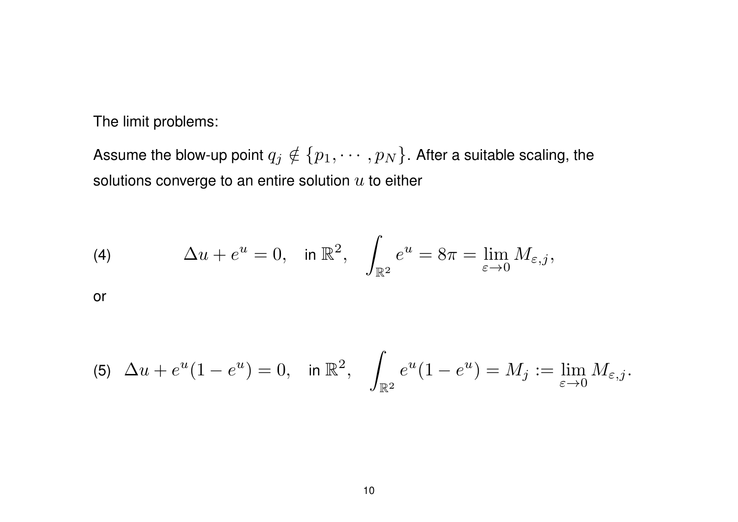The limit problems:

Assume the blow-up point $q_j \notin \{p_1, \cdots, p_N\}$. After a suitable scaling, the solutions converge to an entire solution $u$ to either

$$\Delta u + e^u = 0, \quad \text{in } \mathbb{R}^2, \quad \int_{\mathbb{R}^2} e^u = 8\pi = \lim_{\varepsilon \to 0} M_{\varepsilon,j}, \tag{4}$$

or

$$\Delta u + e^u(1 - e^u) = 0, \quad \text{in } \mathbb{R}^2, \quad \int_{\mathbb{R}^2} e^u(1 - e^u) = M_j := \lim_{\varepsilon \to 0} M_{\varepsilon,j}. \tag{5}$$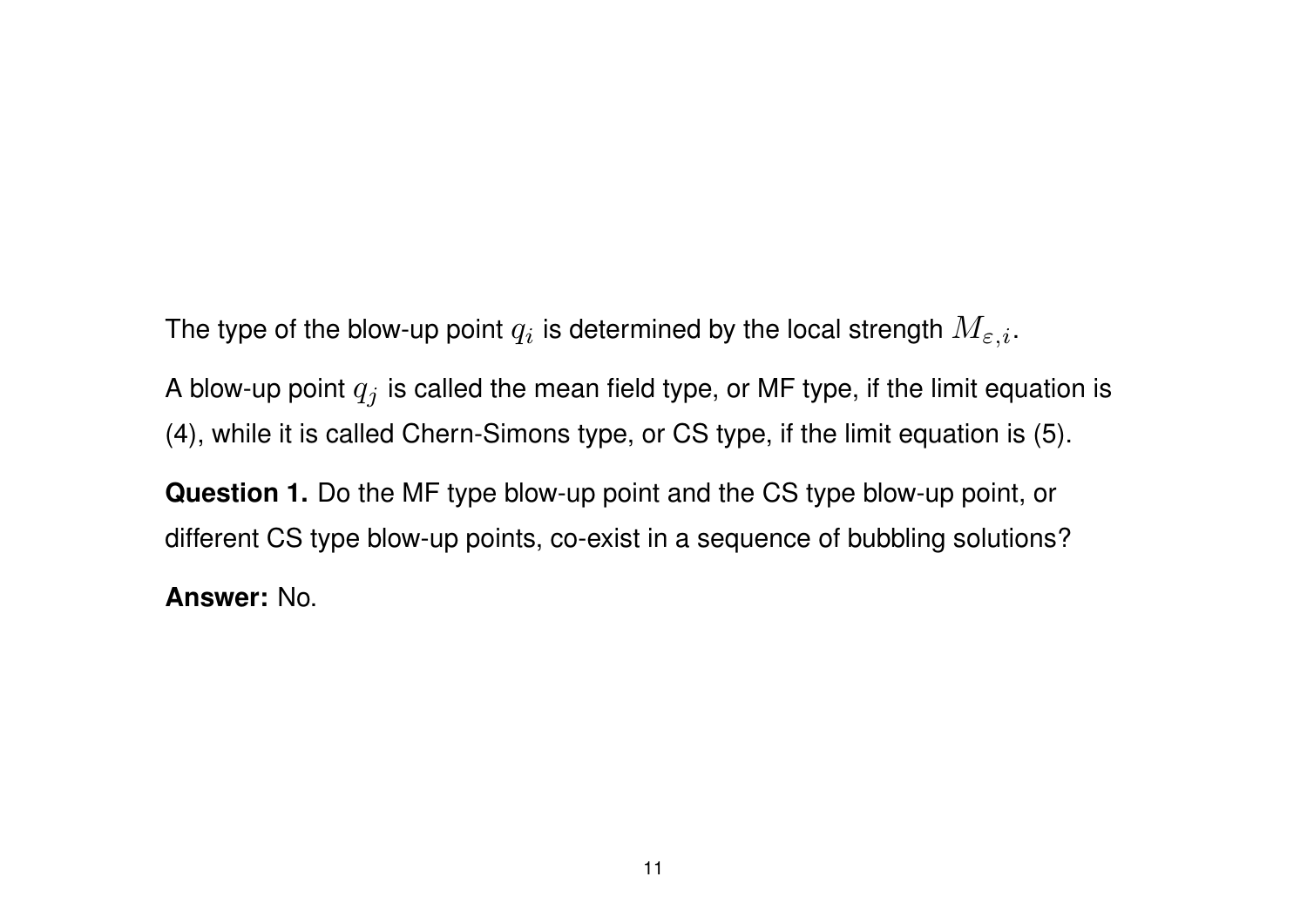The type of the blow-up point $q_i$ is determined by the local strength $M_{\varepsilon,i}$.

A blow-up point $q_j$ is called the mean field type, or MF type, if the limit equation is (4), while it is called Chern-Simons type, or CS type, if the limit equation is (5).

**Question 1.** Do the MF type blow-up point and the CS type blow-up point, or different CS type blow-up points, co-exist in a sequence of bubbling solutions?

**Answer:** No.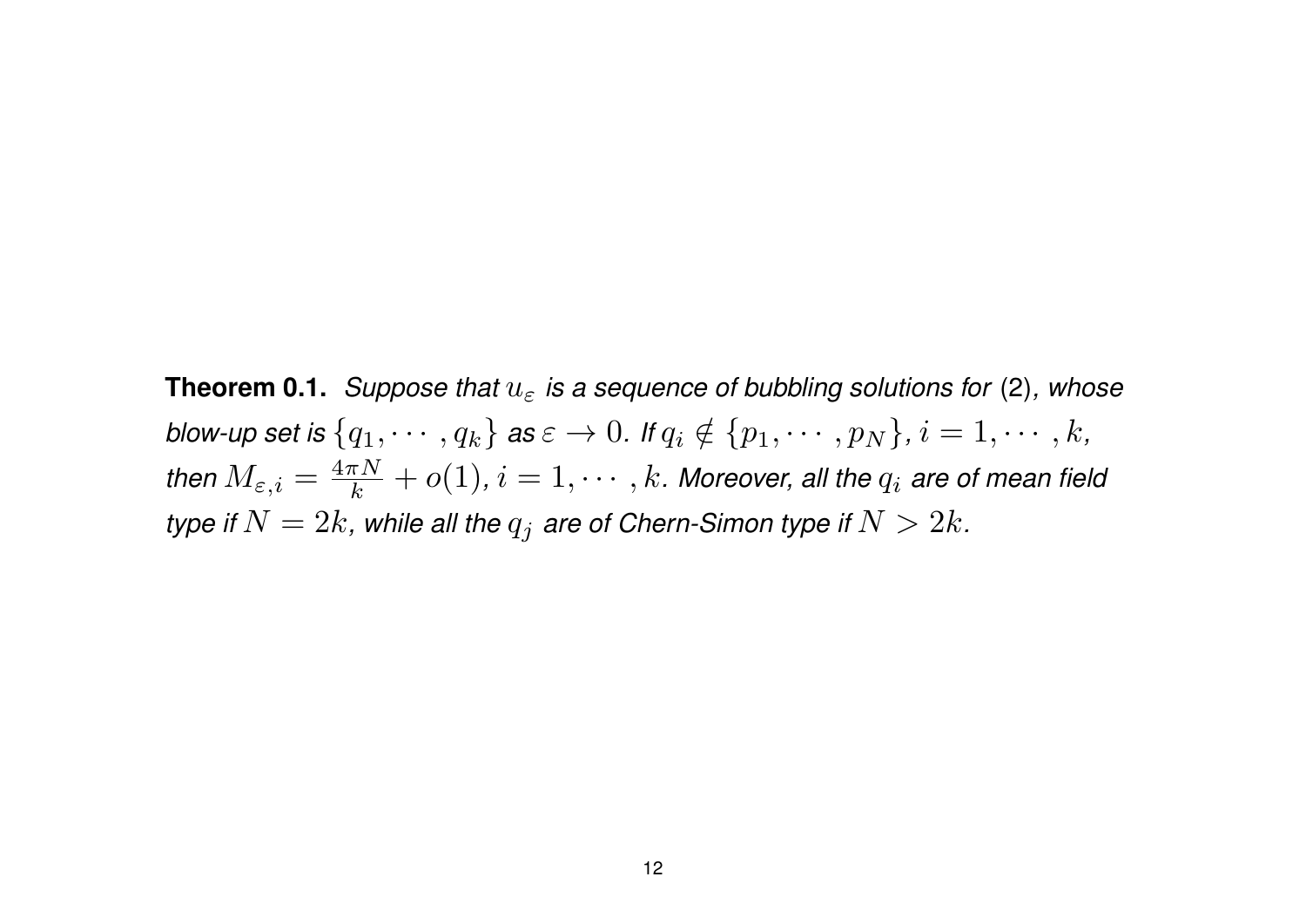**Theorem 0.1.** *Suppose that $u_\varepsilon$ is a sequence of bubbling solutions for* (2)*, whose blow-up set is $\{q_1, \cdots, q_k\}$ as $\varepsilon \to 0$. If $q_i \notin \{p_1, \cdots, p_N\}$, $i = 1, \cdots, k$, then $M_{\varepsilon,i} = \frac{4\pi N}{k} + o(1)$, $i = 1, \cdots, k$. Moreover, all the $q_i$ are of mean field type if $N = 2k$, while all the $q_j$ are of Chern-Simon type if $N > 2k$.*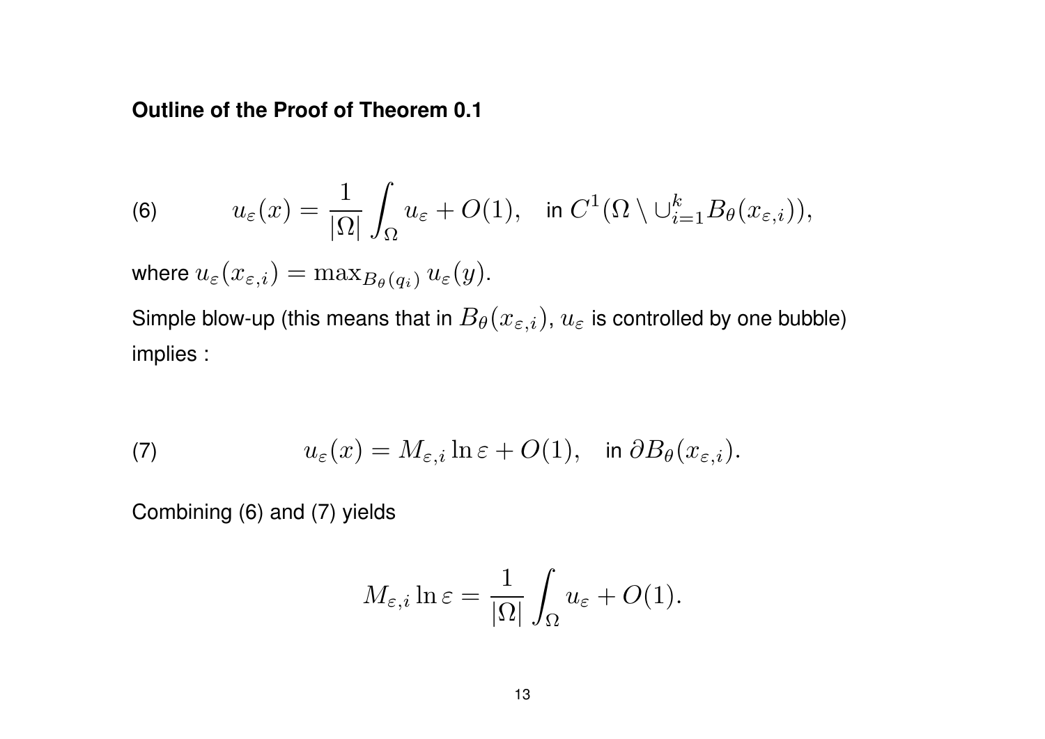**Outline of the Proof of Theorem 0.1**

$$
u_\varepsilon(x) = \frac{1}{|\Omega|}\int_\Omega u_\varepsilon + O(1), \quad \text{in } C^1(\Omega \setminus \cup_{i=1}^k B_\theta(x_{\varepsilon,i})), \tag{6}
$$

where $u_\varepsilon(x_{\varepsilon,i}) = \max_{B_\theta(q_i)} u_\varepsilon(y)$.

Simple blow-up (this means that in $B_\theta(x_{\varepsilon,i})$, $u_\varepsilon$ is controlled by one bubble) implies :

$$
u_\varepsilon(x) = M_{\varepsilon,i}\ln\varepsilon + O(1), \quad \text{in } \partial B_\theta(x_{\varepsilon,i}). \tag{7}
$$

Combining (6) and (7) yields

$$
M_{\varepsilon,i}\ln\varepsilon = \frac{1}{|\Omega|}\int_\Omega u_\varepsilon + O(1).
$$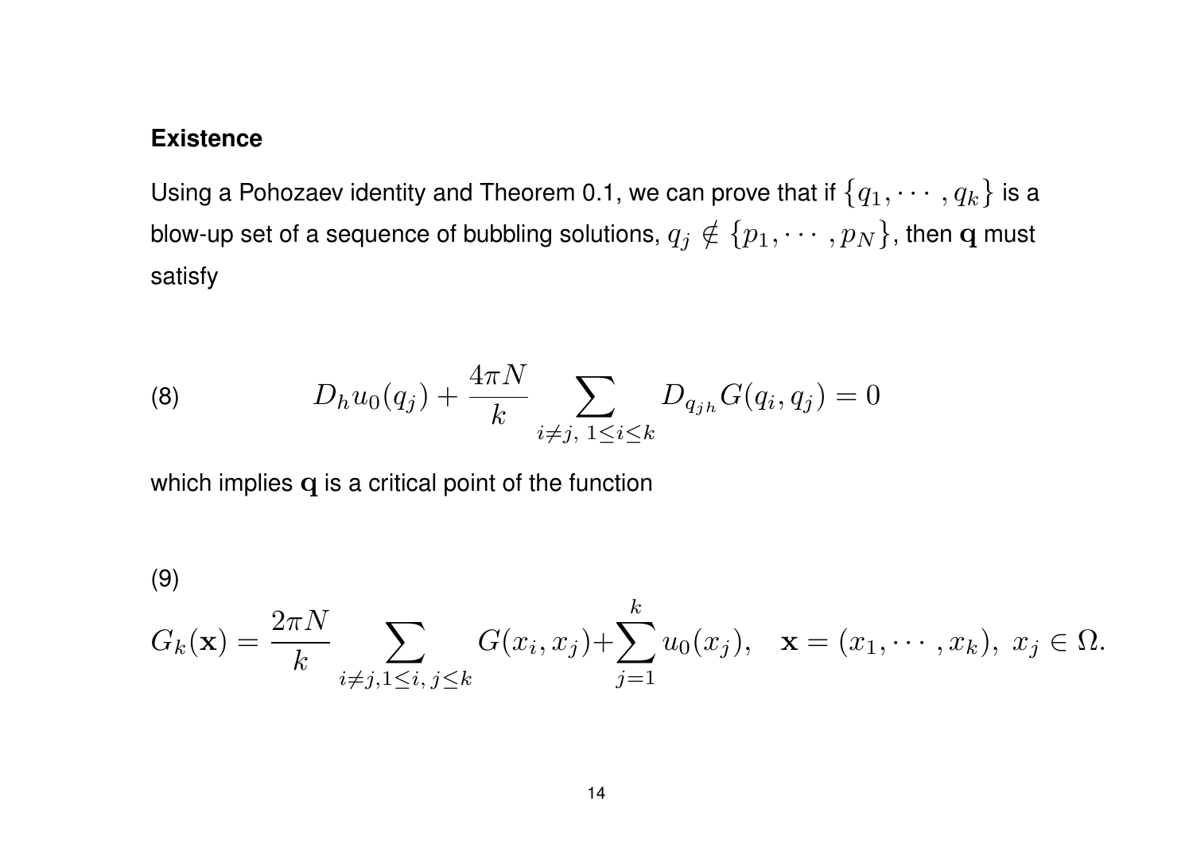### Existence

Using a Pohozaev identity and Theorem 0.1, we can prove that if $\{q_1, \cdots, q_k\}$ is a blow-up set of a sequence of bubbling solutions, $q_j \notin \{p_1, \cdots, p_N\}$, then $\mathbf{q}$ must satisfy

$$D_h u_0(q_j) + \frac{4\pi N}{k} \sum_{i \neq j,\ 1 \leq i \leq k} D_{q_{jh}} G(q_i, q_j) = 0 \tag{8}$$

which implies $\mathbf{q}$ is a critical point of the function

(9)

$$G_k(\mathbf{x}) = \frac{2\pi N}{k} \sum_{i \neq j, 1 \leq i,\, j \leq k} G(x_i, x_j) + \sum_{j=1}^{k} u_0(x_j), \quad \mathbf{x} = (x_1, \cdots, x_k),\ x_j \in \Omega.$$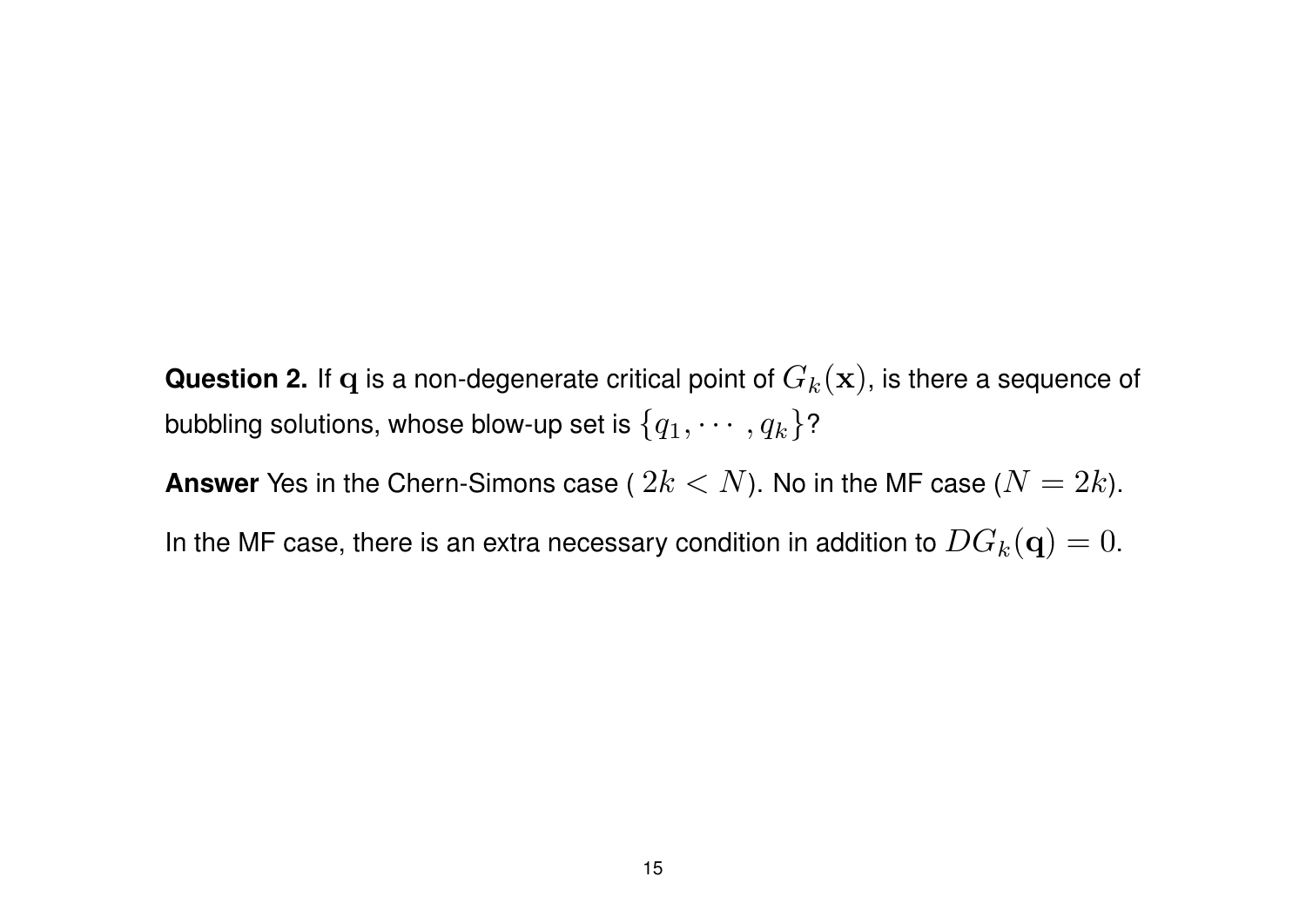**Question 2.** If $\mathbf{q}$ is a non-degenerate critical point of $G_k(\mathbf{x})$, is there a sequence of bubbling solutions, whose blow-up set is $\{q_1, \cdots, q_k\}$?

**Answer** Yes in the Chern-Simons case ( $2k < N$). No in the MF case ($N = 2k$).

In the MF case, there is an extra necessary condition in addition to $DG_k(\mathbf{q}) = 0$.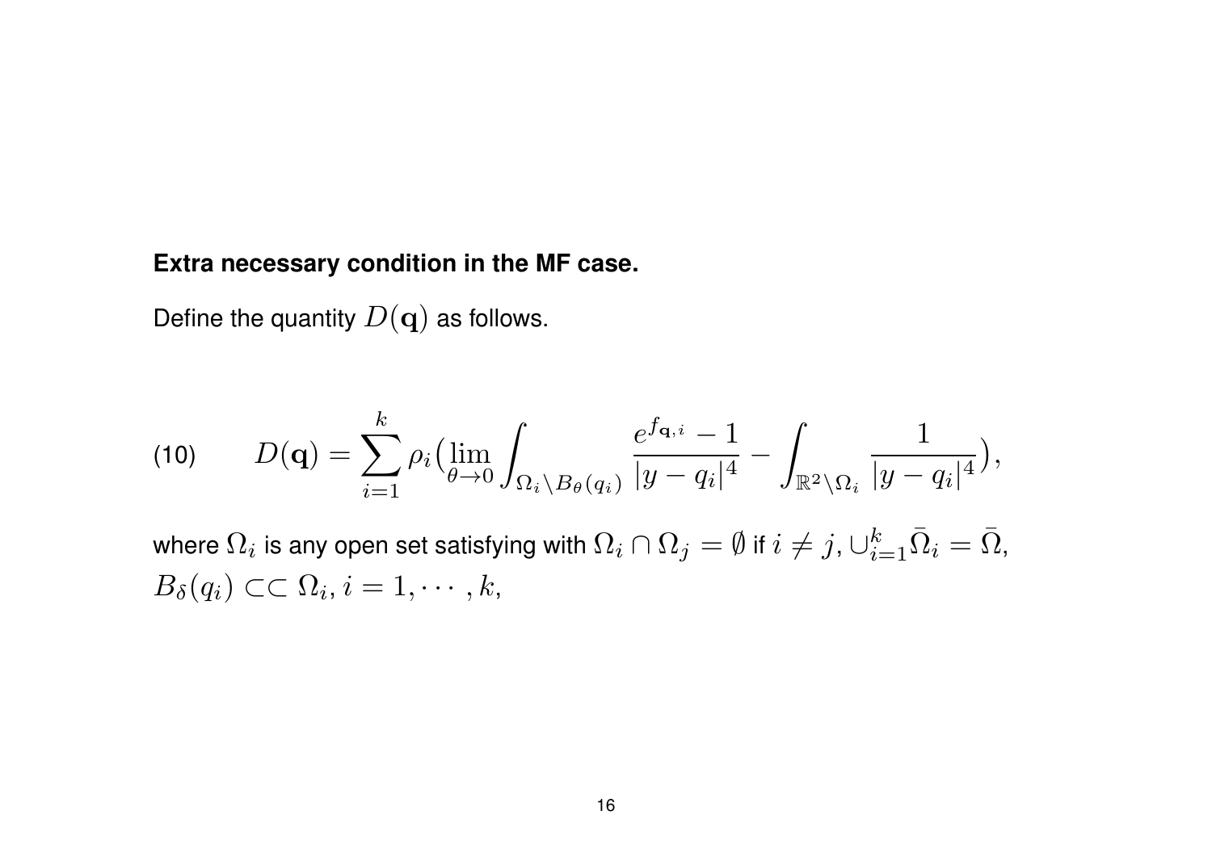**Extra necessary condition in the MF case.**

Define the quantity $D(\mathbf{q})$ as follows.

$$
D(\mathbf{q}) = \sum_{i=1}^{k} \rho_i \big( \lim_{\theta \to 0} \int_{\Omega_i \setminus B_\theta(q_i)} \frac{e^{f_{\mathbf{q},i}} - 1}{|y - q_i|^4} - \int_{\mathbb{R}^2 \setminus \Omega_i} \frac{1}{|y - q_i|^4} \big), \tag{10}
$$

where $\Omega_i$ is any open set satisfying with $\Omega_i \cap \Omega_j = \emptyset$ if $i \neq j$, $\cup_{i=1}^k \bar{\Omega}_i = \bar{\Omega}$, $B_\delta(q_i) \subset\subset \Omega_i, i = 1, \cdots, k$,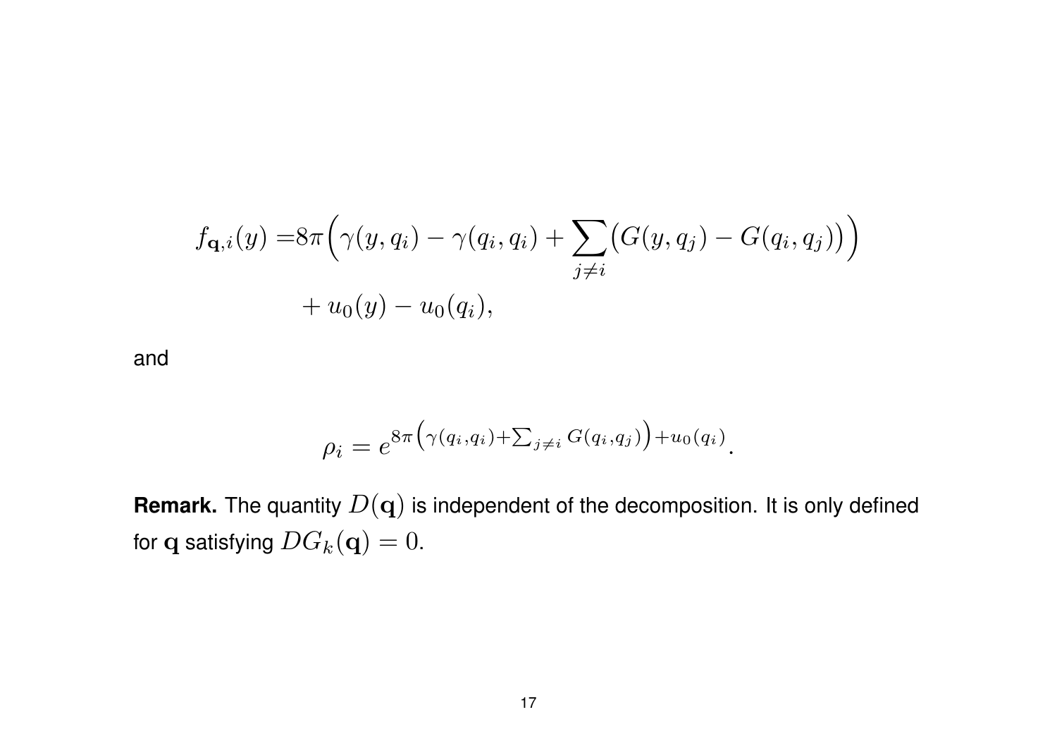$$
\begin{aligned}
f_{\mathbf{q},i}(y) =& 8\pi\Big(\gamma(y,q_i) - \gamma(q_i,q_i) + \sum_{j\neq i}\big(G(y,q_j) - G(q_i,q_j)\big)\Big) \\
&+ u_0(y) - u_0(q_i),
\end{aligned}
$$

and

$$
\rho_i = e^{8\pi\left(\gamma(q_i,q_i)+\sum_{j\neq i} G(q_i,q_j)\right)+u_0(q_i)}.
$$

**Remark.** The quantity $D(\mathbf{q})$ is independent of the decomposition. It is only defined for $\mathbf{q}$ satisfying $DG_k(\mathbf{q}) = 0$.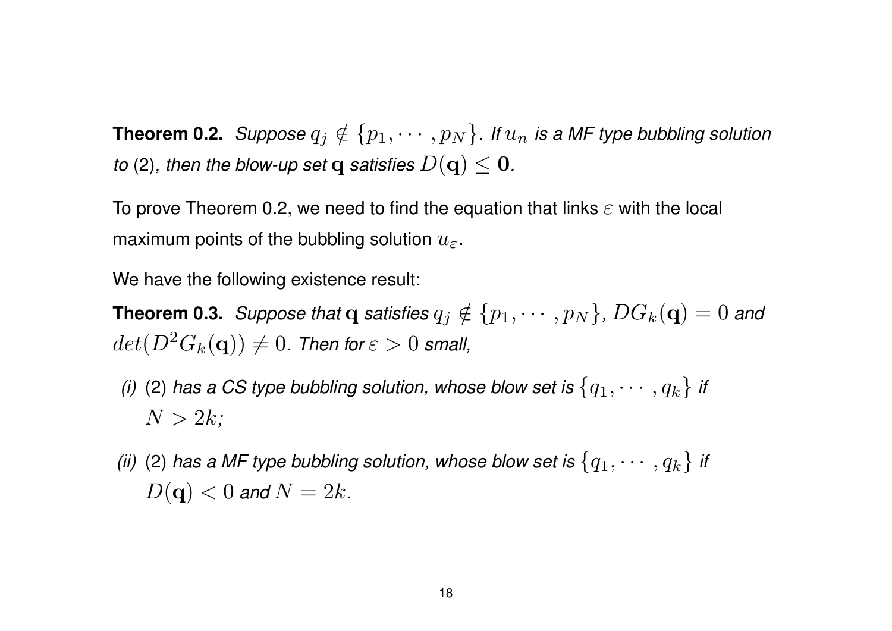**Theorem 0.2.** *Suppose $q_j \notin \{p_1, \cdots, p_N\}$. If $u_n$ is a MF type bubbling solution to* (2)*, then the blow-up set* $\mathbf{q}$ *satisfies* $D(\mathbf{q}) \leq \mathbf{0}$*.*

To prove Theorem 0.2, we need to find the equation that links $\varepsilon$ with the local maximum points of the bubbling solution $u_\varepsilon$.

We have the following existence result:

**Theorem 0.3.** *Suppose that* $\mathbf{q}$ *satisfies* $q_j \notin \{p_1, \cdots, p_N\}$*,* $DG_k(\mathbf{q}) = 0$ *and* $det(D^2G_k(\mathbf{q})) \neq 0$*. Then for* $\varepsilon > 0$ *small,*

*(i)* (2) *has a CS type bubbling solution, whose blow set is* $\{q_1, \cdots, q_k\}$ *if* $N > 2k$*;*

*(ii)* (2) *has a MF type bubbling solution, whose blow set is* $\{q_1, \cdots, q_k\}$ *if* $D(\mathbf{q}) < 0$ *and* $N = 2k$*.*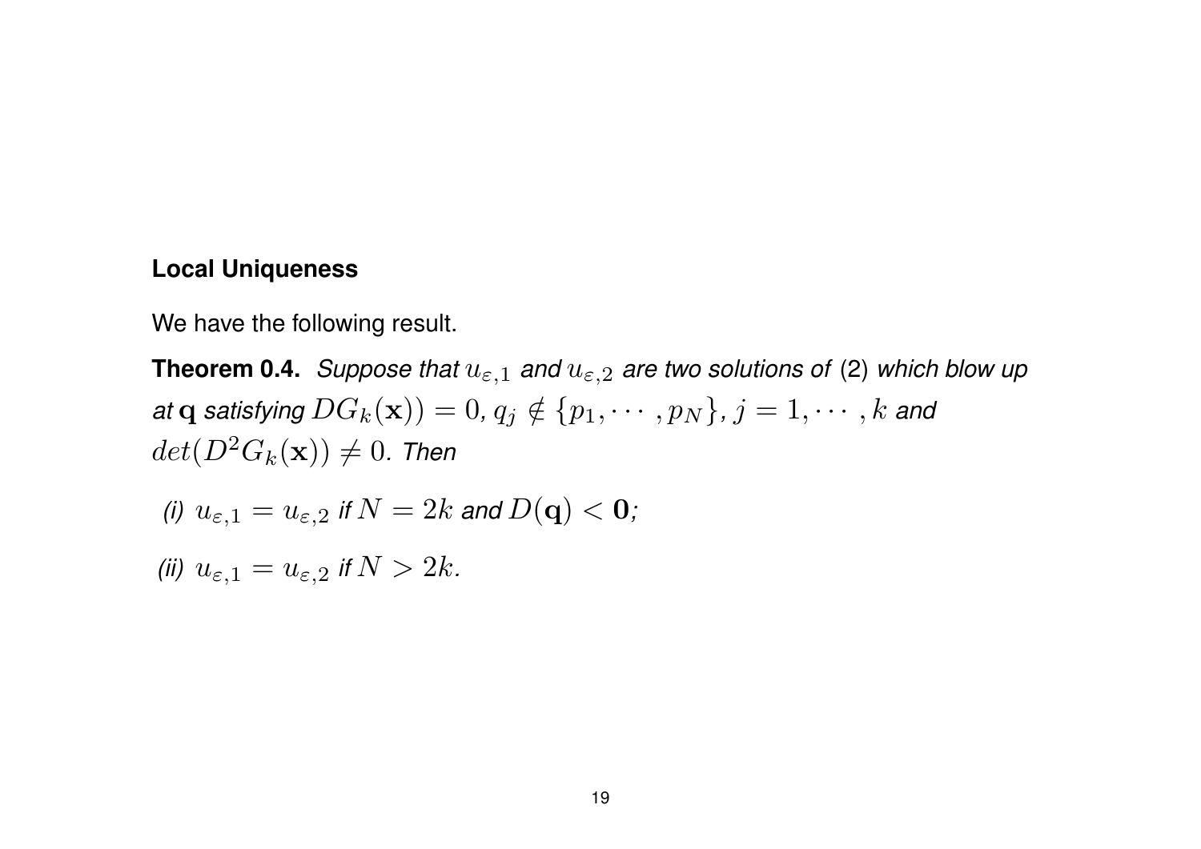**Local Uniqueness**

We have the following result.

**Theorem 0.4.** *Suppose that $u_{\varepsilon,1}$ and $u_{\varepsilon,2}$ are two solutions of* (2) *which blow up at $\mathbf{q}$ satisfying $DG_k(\mathbf{x})) = 0$, $q_j \notin \{p_1, \cdots, p_N\}$, $j = 1, \cdots, k$ and $det(D^2G_k(\mathbf{x})) \neq 0$. Then*

*(i) $u_{\varepsilon,1} = u_{\varepsilon,2}$ if $N = 2k$ and $D(\mathbf{q}) < \mathbf{0}$;*

*(ii) $u_{\varepsilon,1} = u_{\varepsilon,2}$ if $N > 2k$.*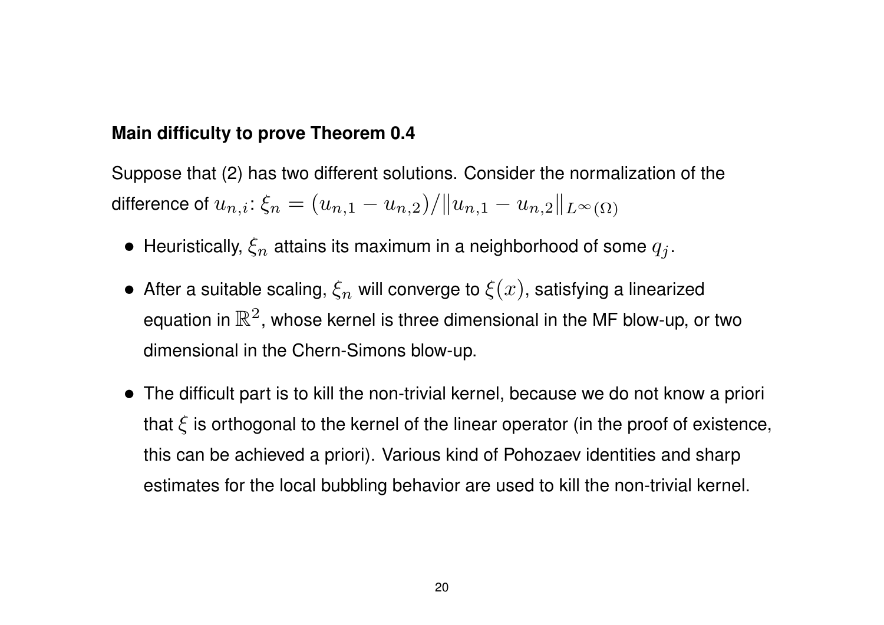**Main difficulty to prove Theorem 0.4**

Suppose that (2) has two different solutions. Consider the normalization of the difference of $u_{n,i}$: $\xi_n = (u_{n,1} - u_{n,2})/\|u_{n,1} - u_{n,2}\|_{L^\infty(\Omega)}$

- Heuristically, $\xi_n$ attains its maximum in a neighborhood of some $q_j$.
- After a suitable scaling, $\xi_n$ will converge to $\xi(x)$, satisfying a linearized equation in $\mathbb{R}^2$, whose kernel is three dimensional in the MF blow-up, or two dimensional in the Chern-Simons blow-up.
- The difficult part is to kill the non-trivial kernel, because we do not know a priori that $\xi$ is orthogonal to the kernel of the linear operator (in the proof of existence, this can be achieved a priori). Various kind of Pohozaev identities and sharp estimates for the local bubbling behavior are used to kill the non-trivial kernel.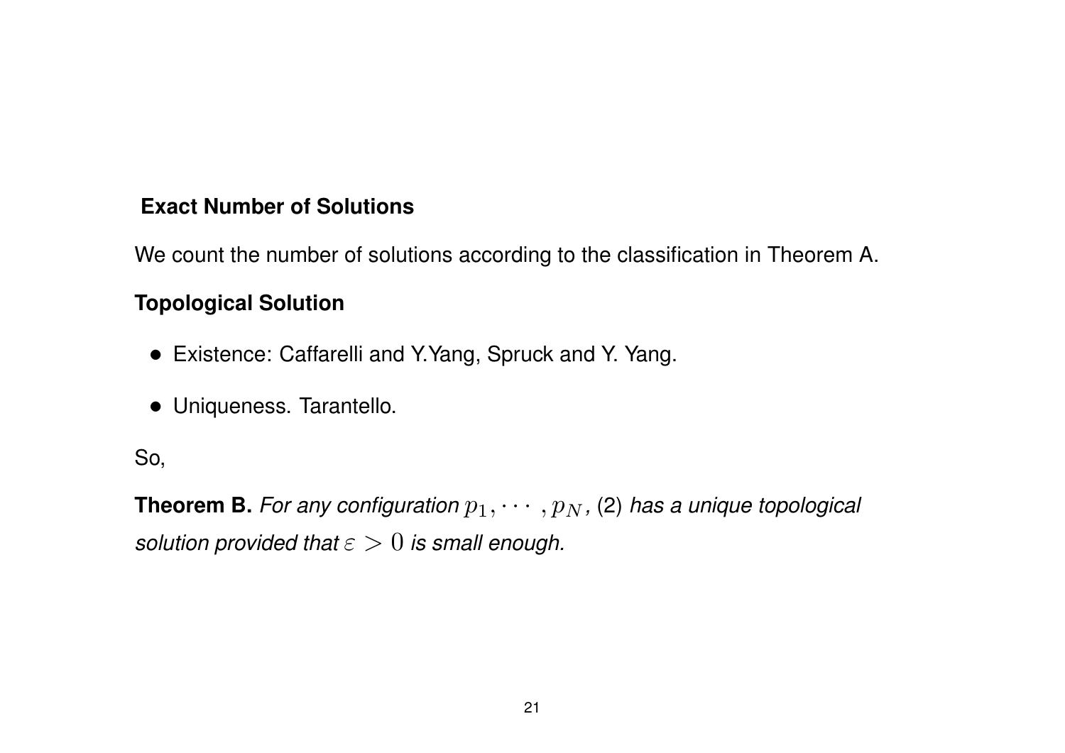**Exact Number of Solutions**

We count the number of solutions according to the classification in Theorem A.

**Topological Solution**

- Existence: Caffarelli and Y.Yang, Spruck and Y. Yang.
- Uniqueness. Tarantello.

So,

**Theorem B.** *For any configuration $p_1, \cdots, p_N$,* (2) *has a unique topological solution provided that $\varepsilon > 0$ is small enough.*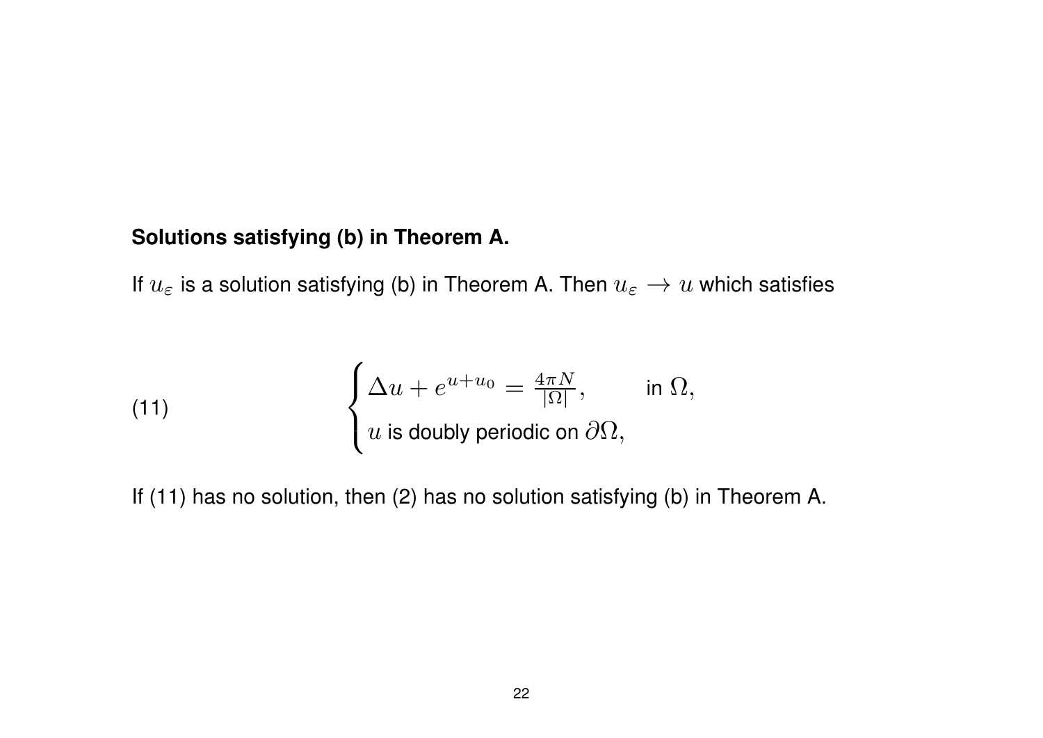**Solutions satisfying (b) in Theorem A.**

If $u_\varepsilon$ is a solution satisfying (b) in Theorem A. Then $u_\varepsilon \to u$ which satisfies

$$
\begin{cases} \Delta u + e^{u+u_0} = \frac{4\pi N}{|\Omega|}, & \text{in } \Omega, \\ u \text{ is doubly periodic on } \partial\Omega, \end{cases} \tag{11}
$$

If (11) has no solution, then (2) has no solution satisfying (b) in Theorem A.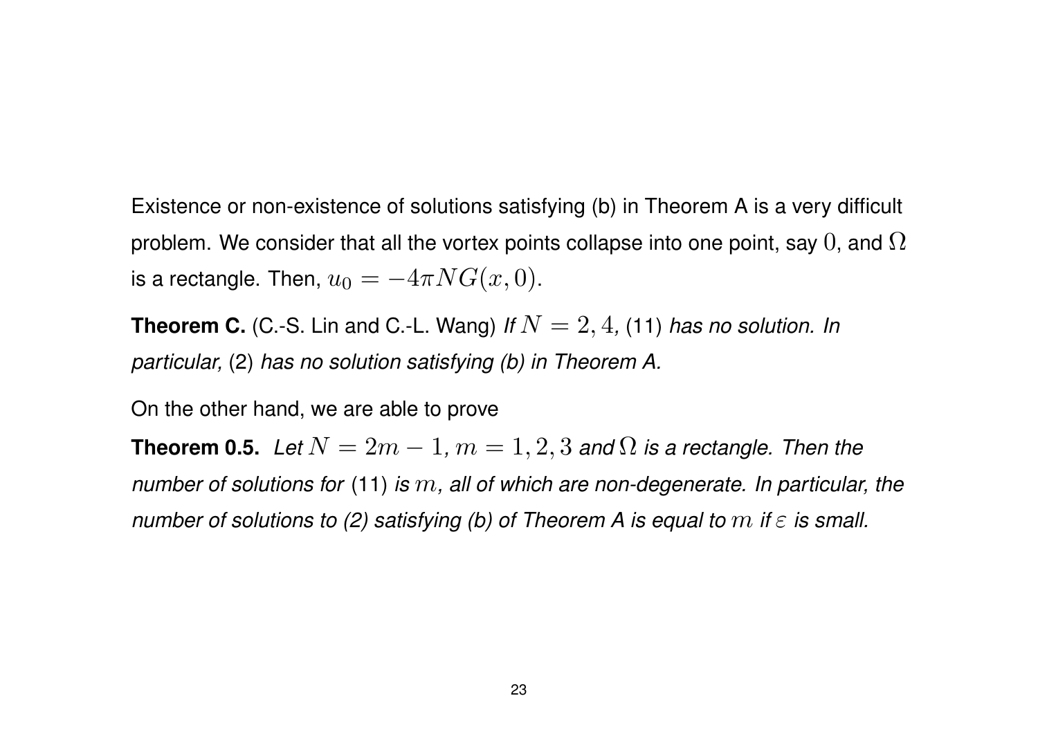Existence or non-existence of solutions satisfying (b) in Theorem A is a very difficult problem. We consider that all the vortex points collapse into one point, say $0$, and $\Omega$ is a rectangle. Then, $u_0 = -4\pi N G(x, 0)$.

**Theorem C.** (C.-S. Lin and C.-L. Wang) *If $N = 2, 4$,* (11) *has no solution. In particular,* (2) *has no solution satisfying (b) in Theorem A.*

On the other hand, we are able to prove

**Theorem 0.5.** *Let $N = 2m - 1$, $m = 1, 2, 3$ and $\Omega$ is a rectangle. Then the number of solutions for* (11) *is $m$, all of which are non-degenerate. In particular, the number of solutions to (2) satisfying (b) of Theorem A is equal to $m$ if $\varepsilon$ is small.*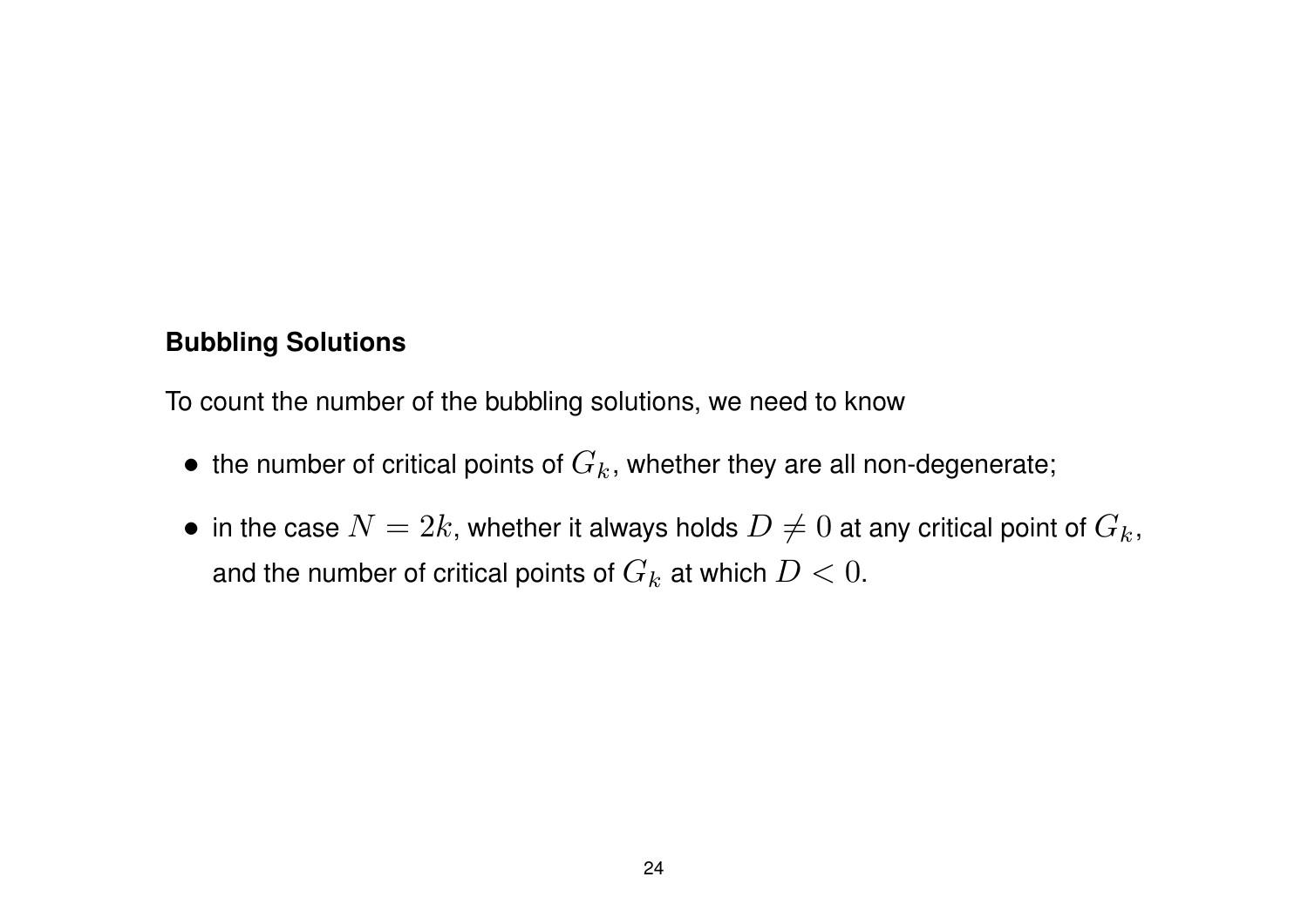**Bubbling Solutions**

To count the number of the bubbling solutions, we need to know

- the number of critical points of $G_k$, whether they are all non-degenerate;
- in the case $N = 2k$, whether it always holds $D \neq 0$ at any critical point of $G_k$, and the number of critical points of $G_k$ at which $D < 0$.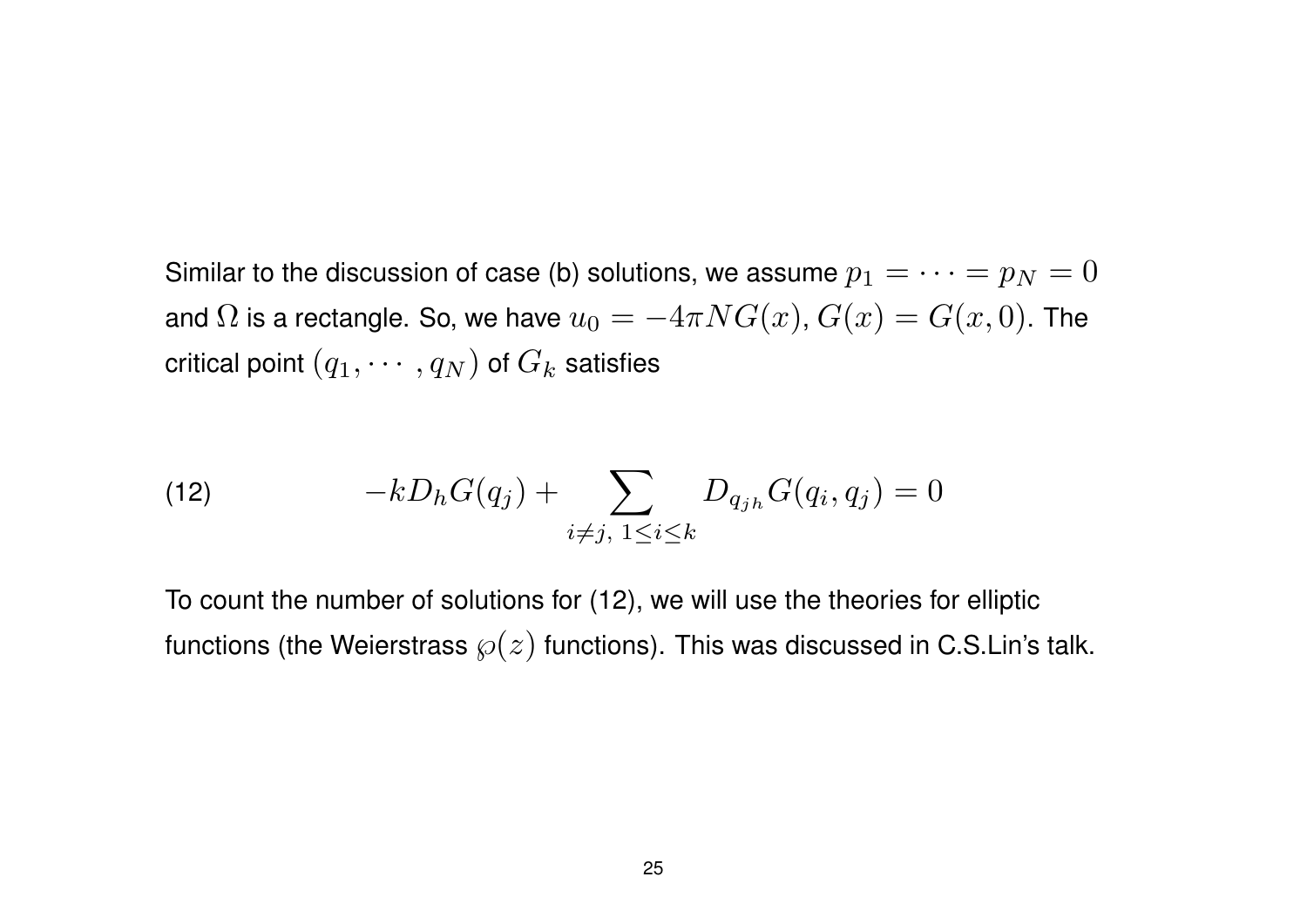Similar to the discussion of case (b) solutions, we assume $p_1 = \cdots = p_N = 0$ and $\Omega$ is a rectangle. So, we have $u_0 = -4\pi N G(x), G(x) = G(x, 0)$. The critical point $(q_1, \cdots, q_N)$ of $G_k$ satisfies

$$
-kD_h G(q_j) + \sum_{i \neq j,\ 1 \leq i \leq k} D_{q_{jh}} G(q_i, q_j) = 0 \tag{12}
$$

To count the number of solutions for (12), we will use the theories for elliptic functions (the Weierstrass $\wp(z)$ functions). This was discussed in C.S.Lin's talk.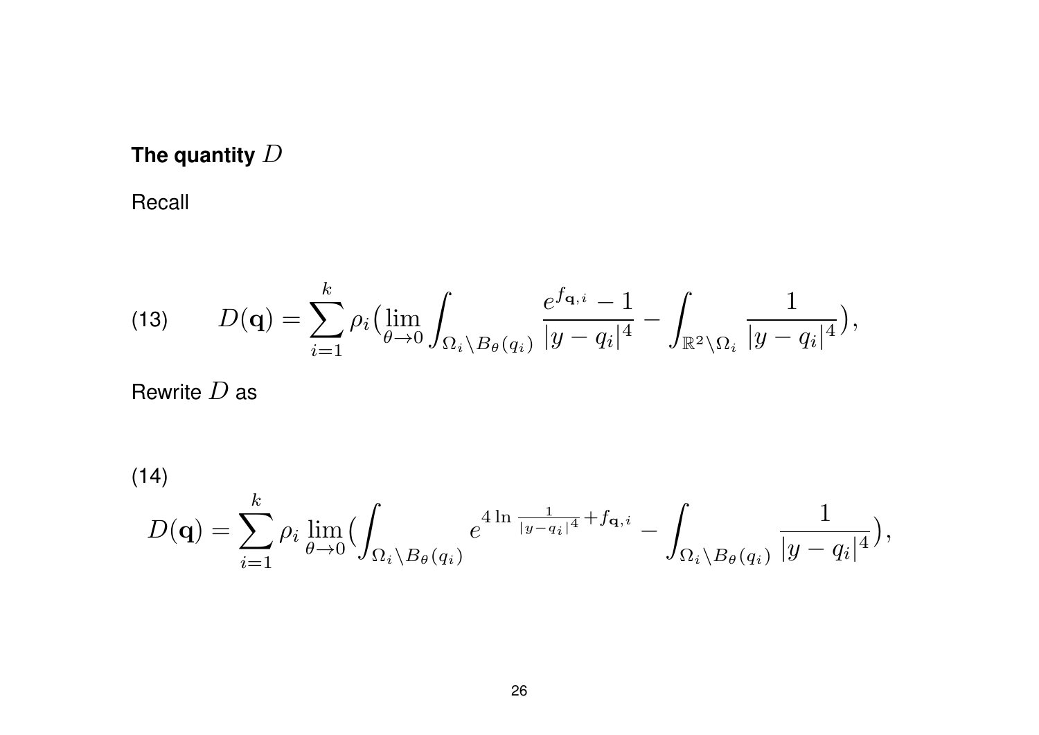**The quantity $D$**

Recall

$$D(\mathbf{q}) = \sum_{i=1}^{k} \rho_i \big( \lim_{\theta \to 0} \int_{\Omega_i \setminus B_\theta(q_i)} \frac{e^{f_{\mathbf{q},i}} - 1}{|y - q_i|^4} - \int_{\mathbb{R}^2 \setminus \Omega_i} \frac{1}{|y - q_i|^4} \big), \tag{13}$$

Rewrite $D$ as

$$D(\mathbf{q}) = \sum_{i=1}^{k} \rho_i \lim_{\theta \to 0} \big( \int_{\Omega_i \setminus B_\theta(q_i)} e^{4 \ln \frac{1}{|y - q_i|^4} + f_{\mathbf{q},i}} - \int_{\Omega_i \setminus B_\theta(q_i)} \frac{1}{|y - q_i|^4} \big), \tag{14}$$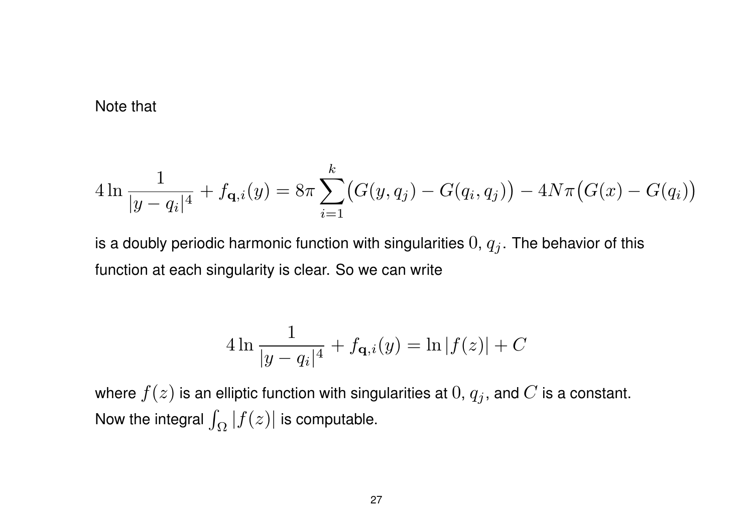Note that

$$4 \ln \frac{1}{|y - q_i|^4} + f_{\mathbf{q},i}(y) = 8\pi \sum_{i=1}^{k} \big( G(y, q_j) - G(q_i, q_j) \big) - 4N\pi \big( G(x) - G(q_i) \big)$$

is a doubly periodic harmonic function with singularities $0$, $q_j$. The behavior of this function at each singularity is clear. So we can write

$$4 \ln \frac{1}{|y - q_i|^4} + f_{\mathbf{q},i}(y) = \ln |f(z)| + C$$

where $f(z)$ is an elliptic function with singularities at $0$, $q_j$, and $C$ is a constant. Now the integral $\int_\Omega |f(z)|$ is computable.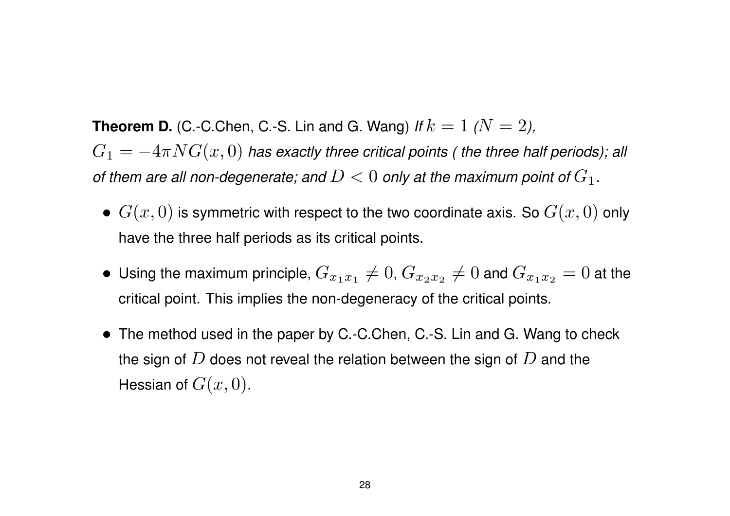**Theorem D.** (C.-C.Chen, C.-S. Lin and G. Wang) *If $k = 1$ ($N = 2$), $G_1 = -4\pi N G(x, 0)$ has exactly three critical points ( the three half periods); all of them are all non-degenerate; and $D < 0$ only at the maximum point of $G_1$.*

- $G(x, 0)$ is symmetric with respect to the two coordinate axis. So $G(x, 0)$ only have the three half periods as its critical points.
- Using the maximum principle, $G_{x_1 x_1} \neq 0$, $G_{x_2 x_2} \neq 0$ and $G_{x_1 x_2} = 0$ at the critical point. This implies the non-degeneracy of the critical points.
- The method used in the paper by C.-C.Chen, C.-S. Lin and G. Wang to check the sign of $D$ does not reveal the relation between the sign of $D$ and the Hessian of $G(x, 0)$.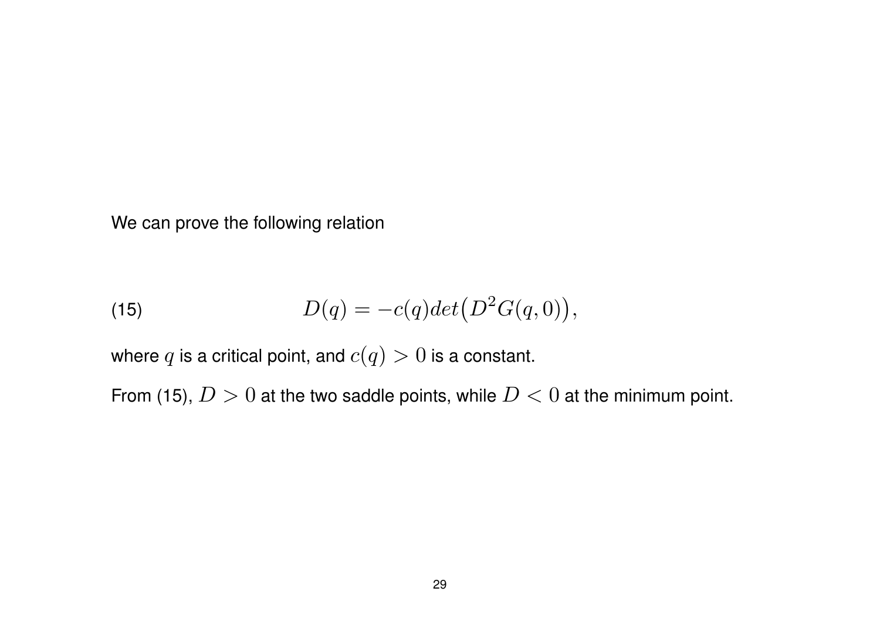We can prove the following relation

$$D(q) = -c(q)det\big(D^2G(q,0)\big), \tag{15}$$

where $q$ is a critical point, and $c(q) > 0$ is a constant.

From (15), $D > 0$ at the two saddle points, while $D < 0$ at the minimum point.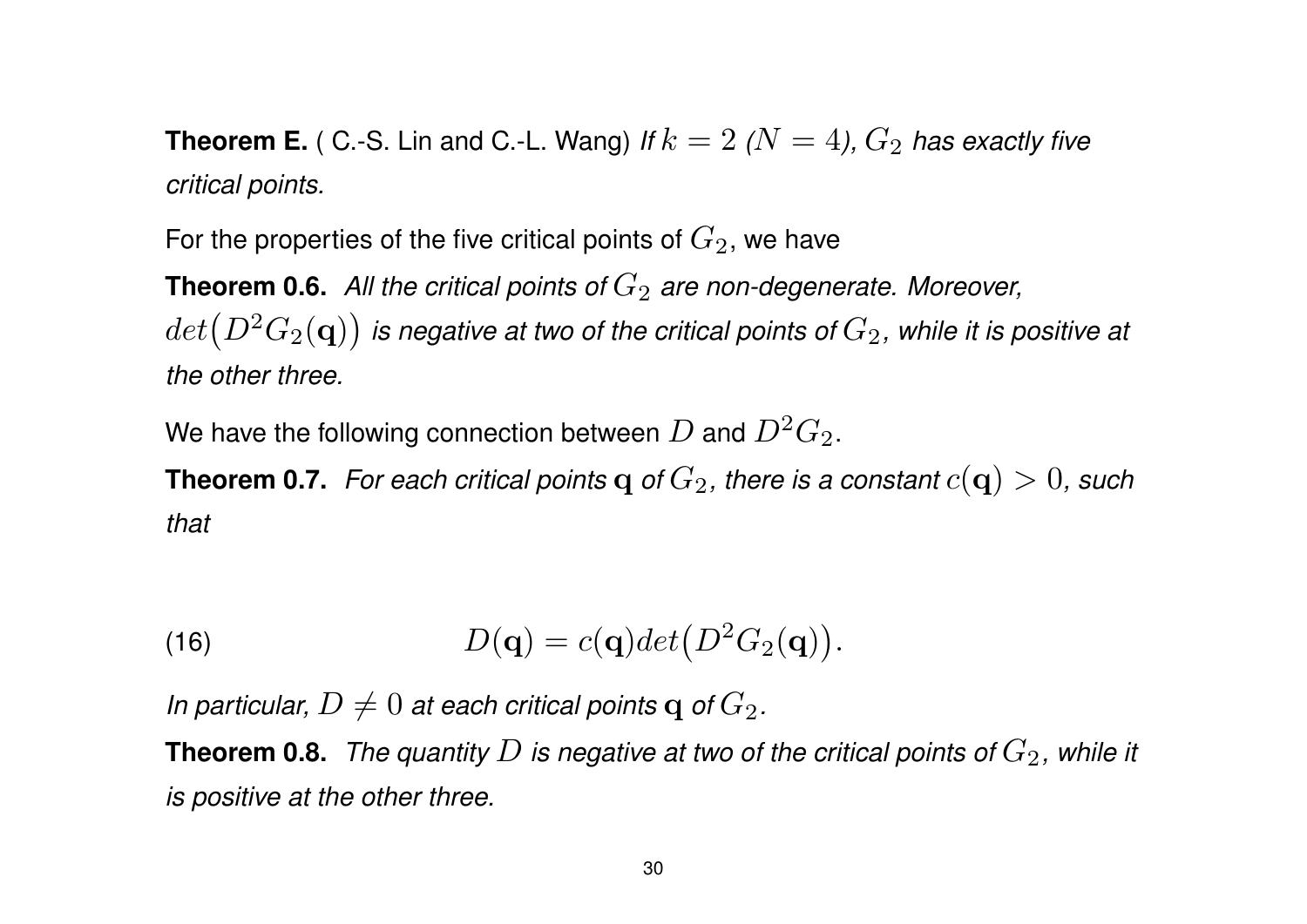**Theorem E.** ( C.-S. Lin and C.-L. Wang) *If $k = 2$ ($N = 4$), $G_2$ has exactly five critical points.*

For the properties of the five critical points of $G_2$, we have

**Theorem 0.6.** *All the critical points of $G_2$ are non-degenerate. Moreover, $det\big(D^2G_2(\mathbf{q})\big)$ is negative at two of the critical points of $G_2$, while it is positive at the other three.*

We have the following connection between $D$ and $D^2G_2$.

**Theorem 0.7.** *For each critical points $\mathbf{q}$ of $G_2$, there is a constant $c(\mathbf{q}) > 0$, such that*

$$D(\mathbf{q}) = c(\mathbf{q})det\big(D^2G_2(\mathbf{q})\big). \tag{16}$$

*In particular, $D \neq 0$ at each critical points $\mathbf{q}$ of $G_2$.*

**Theorem 0.8.** *The quantity $D$ is negative at two of the critical points of $G_2$, while it is positive at the other three.*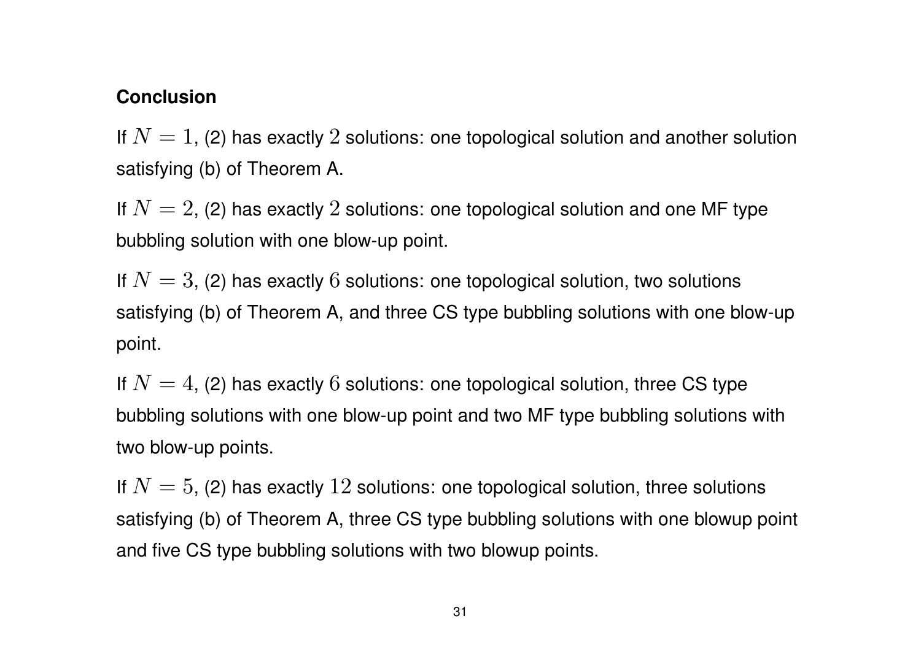**Conclusion**

If $N = 1$, (2) has exactly $2$ solutions: one topological solution and another solution satisfying (b) of Theorem A.

If $N = 2$, (2) has exactly $2$ solutions: one topological solution and one MF type bubbling solution with one blow-up point.

If $N = 3$, (2) has exactly $6$ solutions: one topological solution, two solutions satisfying (b) of Theorem A, and three CS type bubbling solutions with one blow-up point.

If $N = 4$, (2) has exactly $6$ solutions: one topological solution, three CS type bubbling solutions with one blow-up point and two MF type bubbling solutions with two blow-up points.

If $N = 5$, (2) has exactly $12$ solutions: one topological solution, three solutions satisfying (b) of Theorem A, three CS type bubbling solutions with one blowup point and five CS type bubbling solutions with two blowup points.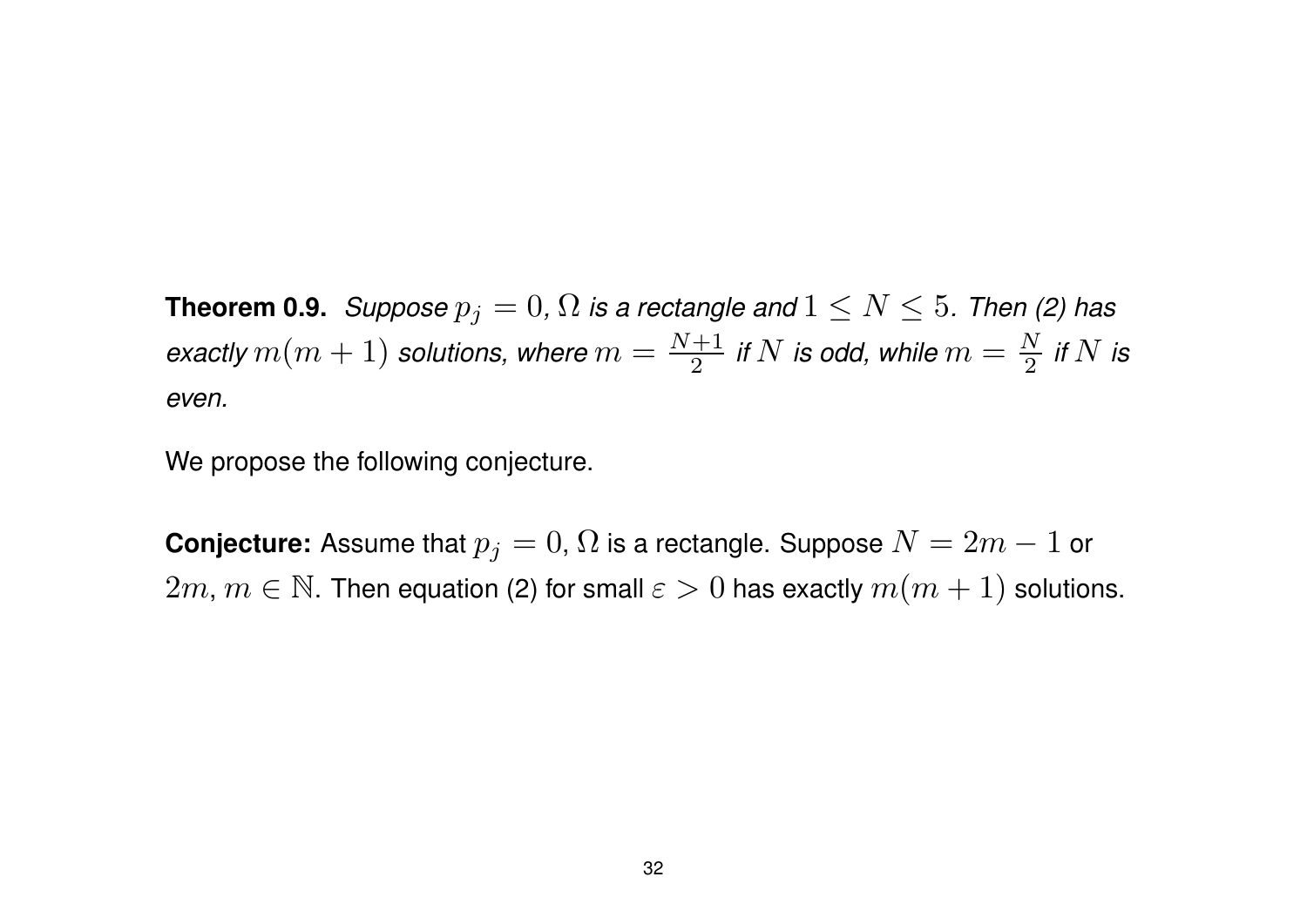**Theorem 0.9.** *Suppose $p_j = 0$, $\Omega$ is a rectangle and $1 \leq N \leq 5$. Then (2) has exactly $m(m+1)$ solutions, where $m = \frac{N+1}{2}$ if $N$ is odd, while $m = \frac{N}{2}$ if $N$ is even.*

We propose the following conjecture.

**Conjecture:** Assume that $p_j = 0$, $\Omega$ is a rectangle. Suppose $N = 2m - 1$ or $2m$, $m \in \mathbb{N}$. Then equation (2) for small $\varepsilon > 0$ has exactly $m(m+1)$ solutions.